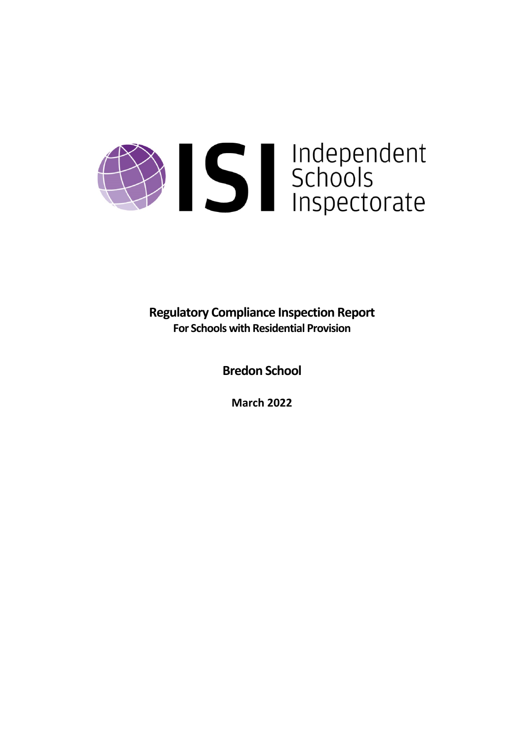ISI Independent Schools Inspectorate

# Regulatory Compliance Inspection Report

**For Schools with Residential Provision**

## Bredon School

**March 2022**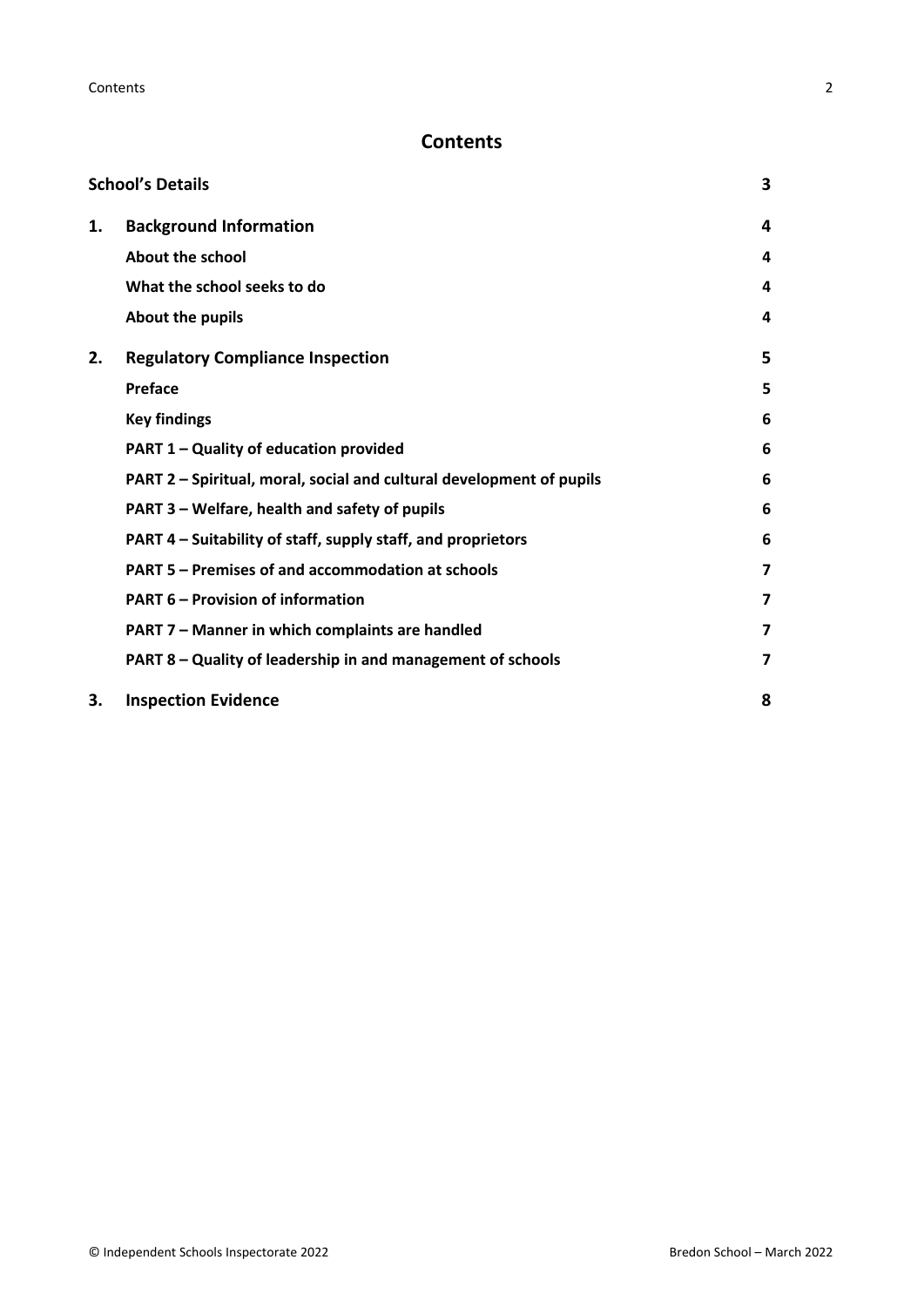# Contents

| | | |
|---|---|---|
| **School's Details** | | **3** |
| **1.** | **Background Information** | **4** |
| | **About the school** | **4** |
| | **What the school seeks to do** | **4** |
| | **About the pupils** | **4** |
| **2.** | **Regulatory Compliance Inspection** | **5** |
| | **Preface** | **5** |
| | **Key findings** | **6** |
| | **PART 1 – Quality of education provided** | **6** |
| | **PART 2 – Spiritual, moral, social and cultural development of pupils** | **6** |
| | **PART 3 – Welfare, health and safety of pupils** | **6** |
| | **PART 4 – Suitability of staff, supply staff, and proprietors** | **6** |
| | **PART 5 – Premises of and accommodation at schools** | **7** |
| | **PART 6 – Provision of information** | **7** |
| | **PART 7 – Manner in which complaints are handled** | **7** |
| | **PART 8 – Quality of leadership in and management of schools** | **7** |
| **3.** | **Inspection Evidence** | **8** |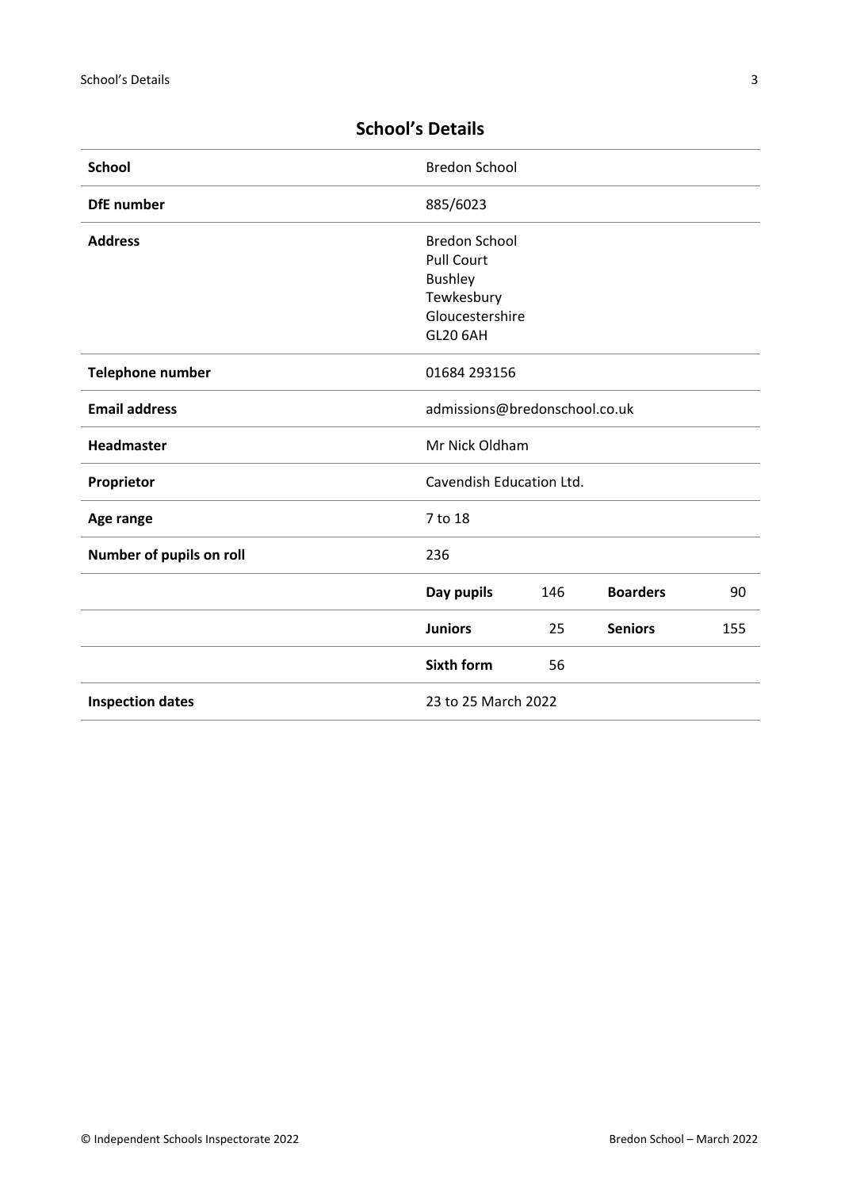## School's Details

| | | | | |
|---|---|---|---|---|
| **School** | Bredon School | | | |
| **DfE number** | 885/6023 | | | |
| **Address** | Bredon School<br>Pull Court<br>Bushley<br>Tewkesbury<br>Gloucestershire<br>GL20 6AH | | | |
| **Telephone number** | 01684 293156 | | | |
| **Email address** | admissions@bredonschool.co.uk | | | |
| **Headmaster** | Mr Nick Oldham | | | |
| **Proprietor** | Cavendish Education Ltd. | | | |
| **Age range** | 7 to 18 | | | |
| **Number of pupils on roll** | 236 | | | |
| | **Day pupils** | 146 | **Boarders** | 90 |
| | **Juniors** | 25 | **Seniors** | 155 |
| | **Sixth form** | 56 | | |
| **Inspection dates** | 23 to 25 March 2022 | | | |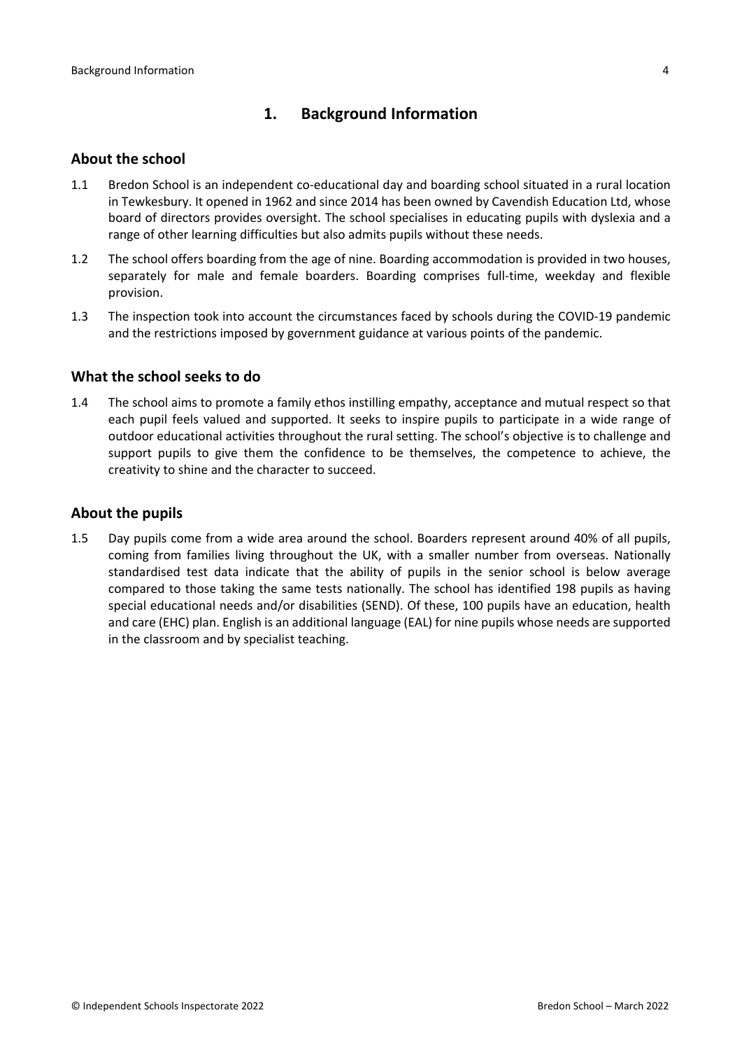## 1. Background Information

### About the school

1.1 Bredon School is an independent co-educational day and boarding school situated in a rural location in Tewkesbury. It opened in 1962 and since 2014 has been owned by Cavendish Education Ltd, whose board of directors provides oversight. The school specialises in educating pupils with dyslexia and a range of other learning difficulties but also admits pupils without these needs.

1.2 The school offers boarding from the age of nine. Boarding accommodation is provided in two houses, separately for male and female boarders. Boarding comprises full-time, weekday and flexible provision.

1.3 The inspection took into account the circumstances faced by schools during the COVID-19 pandemic and the restrictions imposed by government guidance at various points of the pandemic.

### What the school seeks to do

1.4 The school aims to promote a family ethos instilling empathy, acceptance and mutual respect so that each pupil feels valued and supported. It seeks to inspire pupils to participate in a wide range of outdoor educational activities throughout the rural setting. The school's objective is to challenge and support pupils to give them the confidence to be themselves, the competence to achieve, the creativity to shine and the character to succeed.

### About the pupils

1.5 Day pupils come from a wide area around the school. Boarders represent around 40% of all pupils, coming from families living throughout the UK, with a smaller number from overseas. Nationally standardised test data indicate that the ability of pupils in the senior school is below average compared to those taking the same tests nationally. The school has identified 198 pupils as having special educational needs and/or disabilities (SEND). Of these, 100 pupils have an education, health and care (EHC) plan. English is an additional language (EAL) for nine pupils whose needs are supported in the classroom and by specialist teaching.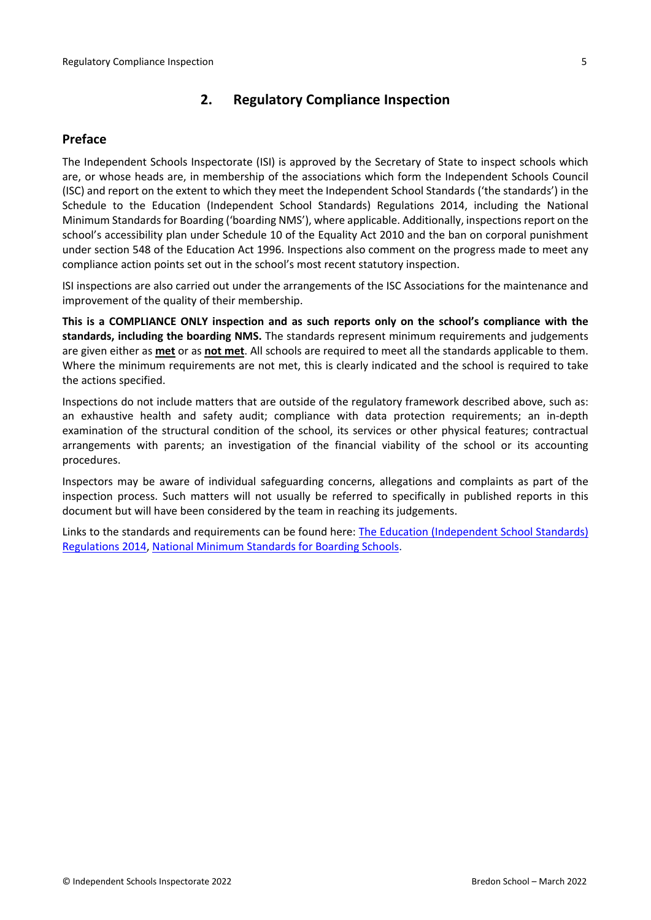## 2. Regulatory Compliance Inspection

### Preface

The Independent Schools Inspectorate (ISI) is approved by the Secretary of State to inspect schools which are, or whose heads are, in membership of the associations which form the Independent Schools Council (ISC) and report on the extent to which they meet the Independent School Standards ('the standards') in the Schedule to the Education (Independent School Standards) Regulations 2014, including the National Minimum Standards for Boarding ('boarding NMS'), where applicable. Additionally, inspections report on the school's accessibility plan under Schedule 10 of the Equality Act 2010 and the ban on corporal punishment under section 548 of the Education Act 1996. Inspections also comment on the progress made to meet any compliance action points set out in the school's most recent statutory inspection.

ISI inspections are also carried out under the arrangements of the ISC Associations for the maintenance and improvement of the quality of their membership.

**This is a COMPLIANCE ONLY inspection and as such reports only on the school's compliance with the standards, including the boarding NMS.** The standards represent minimum requirements and judgements are given either as **met** or as **not met**. All schools are required to meet all the standards applicable to them. Where the minimum requirements are not met, this is clearly indicated and the school is required to take the actions specified.

Inspections do not include matters that are outside of the regulatory framework described above, such as: an exhaustive health and safety audit; compliance with data protection requirements; an in-depth examination of the structural condition of the school, its services or other physical features; contractual arrangements with parents; an investigation of the financial viability of the school or its accounting procedures.

Inspectors may be aware of individual safeguarding concerns, allegations and complaints as part of the inspection process. Such matters will not usually be referred to specifically in published reports in this document but will have been considered by the team in reaching its judgements.

Links to the standards and requirements can be found here: The Education (Independent School Standards) Regulations 2014, National Minimum Standards for Boarding Schools.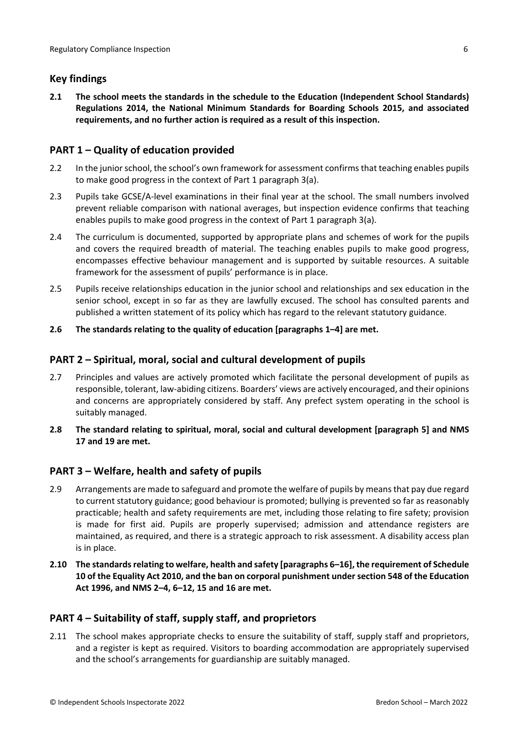## Key findings

**2.1 The school meets the standards in the schedule to the Education (Independent School Standards) Regulations 2014, the National Minimum Standards for Boarding Schools 2015, and associated requirements, and no further action is required as a result of this inspection.**

## PART 1 – Quality of education provided

2.2 In the junior school, the school's own framework for assessment confirms that teaching enables pupils to make good progress in the context of Part 1 paragraph 3(a).

2.3 Pupils take GCSE/A-level examinations in their final year at the school. The small numbers involved prevent reliable comparison with national averages, but inspection evidence confirms that teaching enables pupils to make good progress in the context of Part 1 paragraph 3(a).

2.4 The curriculum is documented, supported by appropriate plans and schemes of work for the pupils and covers the required breadth of material. The teaching enables pupils to make good progress, encompasses effective behaviour management and is supported by suitable resources. A suitable framework for the assessment of pupils' performance is in place.

2.5 Pupils receive relationships education in the junior school and relationships and sex education in the senior school, except in so far as they are lawfully excused. The school has consulted parents and published a written statement of its policy which has regard to the relevant statutory guidance.

**2.6 The standards relating to the quality of education [paragraphs 1–4] are met.**

## PART 2 – Spiritual, moral, social and cultural development of pupils

2.7 Principles and values are actively promoted which facilitate the personal development of pupils as responsible, tolerant, law-abiding citizens. Boarders' views are actively encouraged, and their opinions and concerns are appropriately considered by staff. Any prefect system operating in the school is suitably managed.

**2.8 The standard relating to spiritual, moral, social and cultural development [paragraph 5] and NMS 17 and 19 are met.**

## PART 3 – Welfare, health and safety of pupils

2.9 Arrangements are made to safeguard and promote the welfare of pupils by means that pay due regard to current statutory guidance; good behaviour is promoted; bullying is prevented so far as reasonably practicable; health and safety requirements are met, including those relating to fire safety; provision is made for first aid. Pupils are properly supervised; admission and attendance registers are maintained, as required, and there is a strategic approach to risk assessment. A disability access plan is in place.

**2.10 The standards relating to welfare, health and safety [paragraphs 6–16], the requirement of Schedule 10 of the Equality Act 2010, and the ban on corporal punishment under section 548 of the Education Act 1996, and NMS 2–4, 6–12, 15 and 16 are met.**

## PART 4 – Suitability of staff, supply staff, and proprietors

2.11 The school makes appropriate checks to ensure the suitability of staff, supply staff and proprietors, and a register is kept as required. Visitors to boarding accommodation are appropriately supervised and the school's arrangements for guardianship are suitably managed.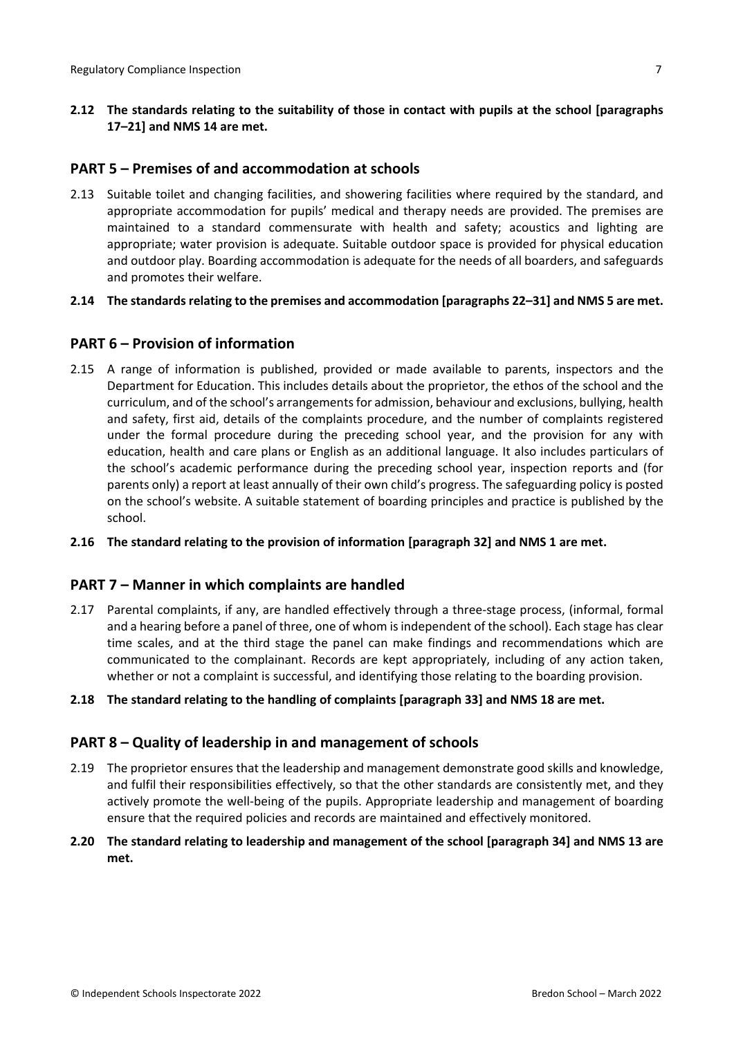**2.12 The standards relating to the suitability of those in contact with pupils at the school [paragraphs 17–21] and NMS 14 are met.**

## PART 5 – Premises of and accommodation at schools

2.13 Suitable toilet and changing facilities, and showering facilities where required by the standard, and appropriate accommodation for pupils' medical and therapy needs are provided. The premises are maintained to a standard commensurate with health and safety; acoustics and lighting are appropriate; water provision is adequate. Suitable outdoor space is provided for physical education and outdoor play. Boarding accommodation is adequate for the needs of all boarders, and safeguards and promotes their welfare.

**2.14 The standards relating to the premises and accommodation [paragraphs 22–31] and NMS 5 are met.**

## PART 6 – Provision of information

2.15 A range of information is published, provided or made available to parents, inspectors and the Department for Education. This includes details about the proprietor, the ethos of the school and the curriculum, and of the school's arrangements for admission, behaviour and exclusions, bullying, health and safety, first aid, details of the complaints procedure, and the number of complaints registered under the formal procedure during the preceding school year, and the provision for any with education, health and care plans or English as an additional language. It also includes particulars of the school's academic performance during the preceding school year, inspection reports and (for parents only) a report at least annually of their own child's progress. The safeguarding policy is posted on the school's website. A suitable statement of boarding principles and practice is published by the school.

**2.16 The standard relating to the provision of information [paragraph 32] and NMS 1 are met.**

## PART 7 – Manner in which complaints are handled

2.17 Parental complaints, if any, are handled effectively through a three-stage process, (informal, formal and a hearing before a panel of three, one of whom is independent of the school). Each stage has clear time scales, and at the third stage the panel can make findings and recommendations which are communicated to the complainant. Records are kept appropriately, including of any action taken, whether or not a complaint is successful, and identifying those relating to the boarding provision.

**2.18 The standard relating to the handling of complaints [paragraph 33] and NMS 18 are met.**

## PART 8 – Quality of leadership in and management of schools

2.19 The proprietor ensures that the leadership and management demonstrate good skills and knowledge, and fulfil their responsibilities effectively, so that the other standards are consistently met, and they actively promote the well-being of the pupils. Appropriate leadership and management of boarding ensure that the required policies and records are maintained and effectively monitored.

**2.20 The standard relating to leadership and management of the school [paragraph 34] and NMS 13 are met.**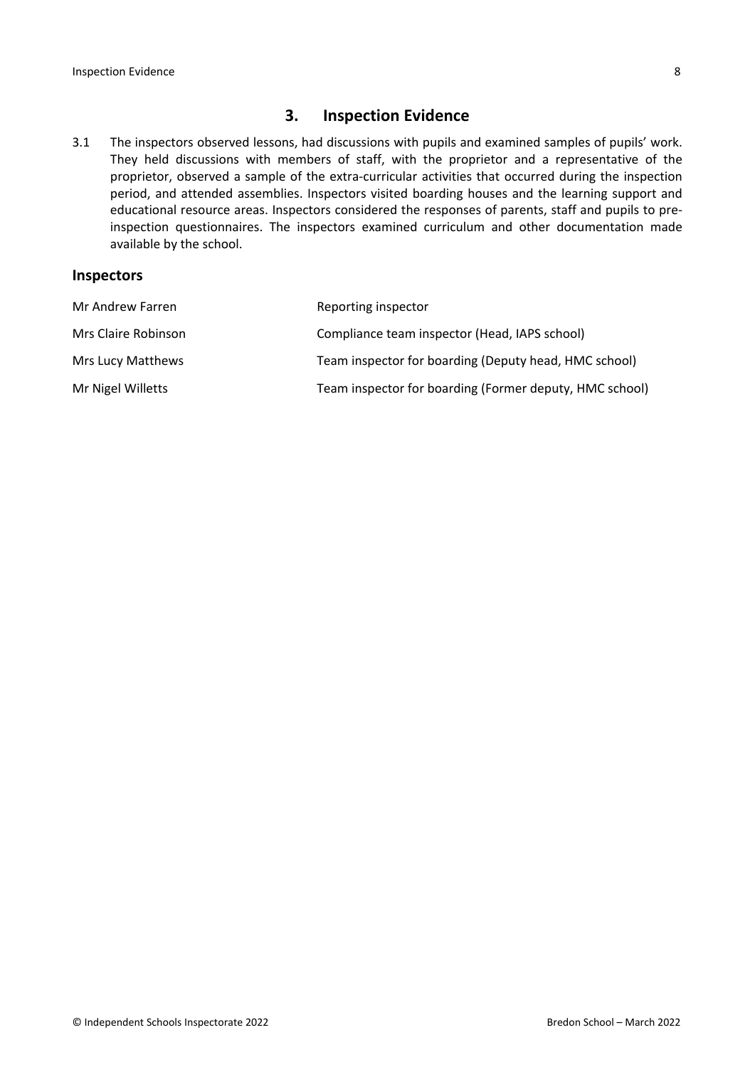## 3. Inspection Evidence

3.1 The inspectors observed lessons, had discussions with pupils and examined samples of pupils' work. They held discussions with members of staff, with the proprietor and a representative of the proprietor, observed a sample of the extra-curricular activities that occurred during the inspection period, and attended assemblies. Inspectors visited boarding houses and the learning support and educational resource areas. Inspectors considered the responses of parents, staff and pupils to pre-inspection questionnaires. The inspectors examined curriculum and other documentation made available by the school.

### Inspectors

| | |
|---|---|
| Mr Andrew Farren | Reporting inspector |
| Mrs Claire Robinson | Compliance team inspector (Head, IAPS school) |
| Mrs Lucy Matthews | Team inspector for boarding (Deputy head, HMC school) |
| Mr Nigel Willetts | Team inspector for boarding (Former deputy, HMC school) |